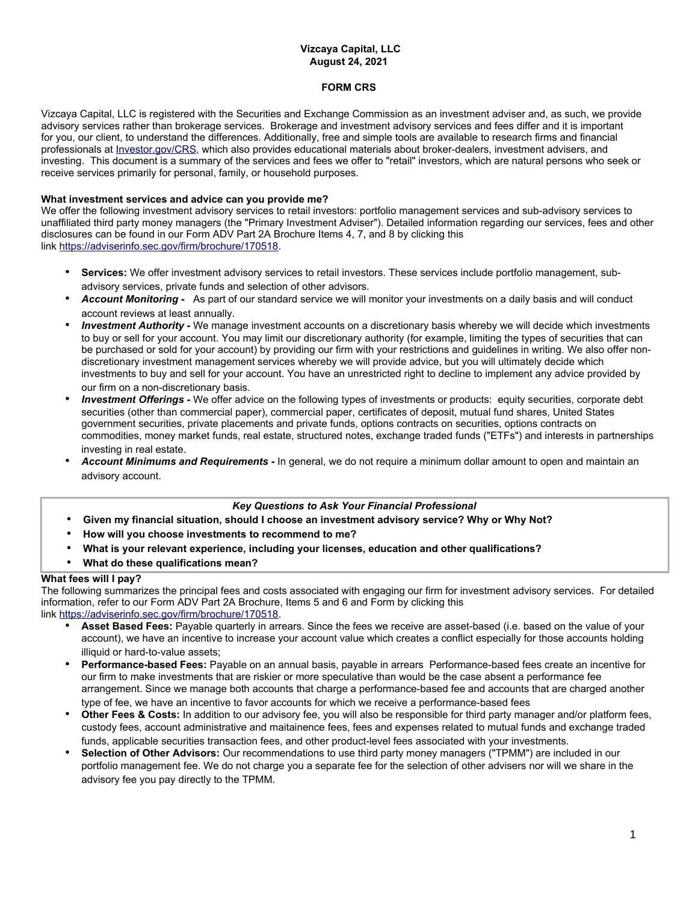**Vizcaya Capital, LLC**
**August 24, 2021**

**FORM CRS**

Vizcaya Capital, LLC is registered with the Securities and Exchange Commission as an investment adviser and, as such, we provide advisory services rather than brokerage services. Brokerage and investment advisory services and fees differ and it is important for you, our client, to understand the differences. Additionally, free and simple tools are available to research firms and financial professionals at [Investor.gov/CRS](Investor.gov/CRS), which also provides educational materials about broker-dealers, investment advisers, and investing. This document is a summary of the services and fees we offer to "retail" investors, which are natural persons who seek or receive services primarily for personal, family, or household purposes.

**What investment services and advice can you provide me?**

We offer the following investment advisory services to retail investors: portfolio management services and sub-advisory services to unaffiliated third party money managers (the "Primary Investment Adviser"). Detailed information regarding our services, fees and other disclosures can be found in our Form ADV Part 2A Brochure Items 4, 7, and 8 by clicking this link [https://adviserinfo.sec.gov/firm/brochure/170518](https://adviserinfo.sec.gov/firm/brochure/170518).

- **Services:** We offer investment advisory services to retail investors. These services include portfolio management, sub-advisory services, private funds and selection of other advisors.
- ***Account Monitoring -*** As part of our standard service we will monitor your investments on a daily basis and will conduct account reviews at least annually.
- ***Investment Authority -*** We manage investment accounts on a discretionary basis whereby we will decide which investments to buy or sell for your account. You may limit our discretionary authority (for example, limiting the types of securities that can be purchased or sold for your account) by providing our firm with your restrictions and guidelines in writing. We also offer non-discretionary investment management services whereby we will provide advice, but you will ultimately decide which investments to buy and sell for your account. You have an unrestricted right to decline to implement any advice provided by our firm on a non-discretionary basis.
- ***Investment Offerings -*** We offer advice on the following types of investments or products: equity securities, corporate debt securities (other than commercial paper), commercial paper, certificates of deposit, mutual fund shares, United States government securities, private placements and private funds, options contracts on securities, options contracts on commodities, money market funds, real estate, structured notes, exchange traded funds ("ETFs") and interests in partnerships investing in real estate.
- ***Account Minimums and Requirements -*** In general, we do not require a minimum dollar amount to open and maintain an advisory account.

***Key Questions to Ask Your Financial Professional***

- **Given my financial situation, should I choose an investment advisory service? Why or Why Not?**
- **How will you choose investments to recommend to me?**
- **What is your relevant experience, including your licenses, education and other qualifications?**
- **What do these qualifications mean?**

**What fees will I pay?**

The following summarizes the principal fees and costs associated with engaging our firm for investment advisory services. For detailed information, refer to our Form ADV Part 2A Brochure, Items 5 and 6 and Form by clicking this link [https://adviserinfo.sec.gov/firm/brochure/170518](https://adviserinfo.sec.gov/firm/brochure/170518).

- **Asset Based Fees:** Payable quarterly in arrears. Since the fees we receive are asset-based (i.e. based on the value of your account), we have an incentive to increase your account value which creates a conflict especially for those accounts holding illiquid or hard-to-value assets;
- **Performance-based Fees:** Payable on an annual basis, payable in arrears Performance-based fees create an incentive for our firm to make investments that are riskier or more speculative than would be the case absent a performance fee arrangement. Since we manage both accounts that charge a performance-based fee and accounts that are charged another type of fee, we have an incentive to favor accounts for which we receive a performance-based fees
- **Other Fees & Costs:** In addition to our advisory fee, you will also be responsible for third party manager and/or platform fees, custody fees, account administrative and maitainence fees, fees and expenses related to mutual funds and exchange traded funds, applicable securities transaction fees, and other product-level fees associated with your investments.
- **Selection of Other Advisors:** Our recommendations to use third party money managers ("TPMM") are included in our portfolio management fee. We do not charge you a separate fee for the selection of other advisers nor will we share in the advisory fee you pay directly to the TPMM.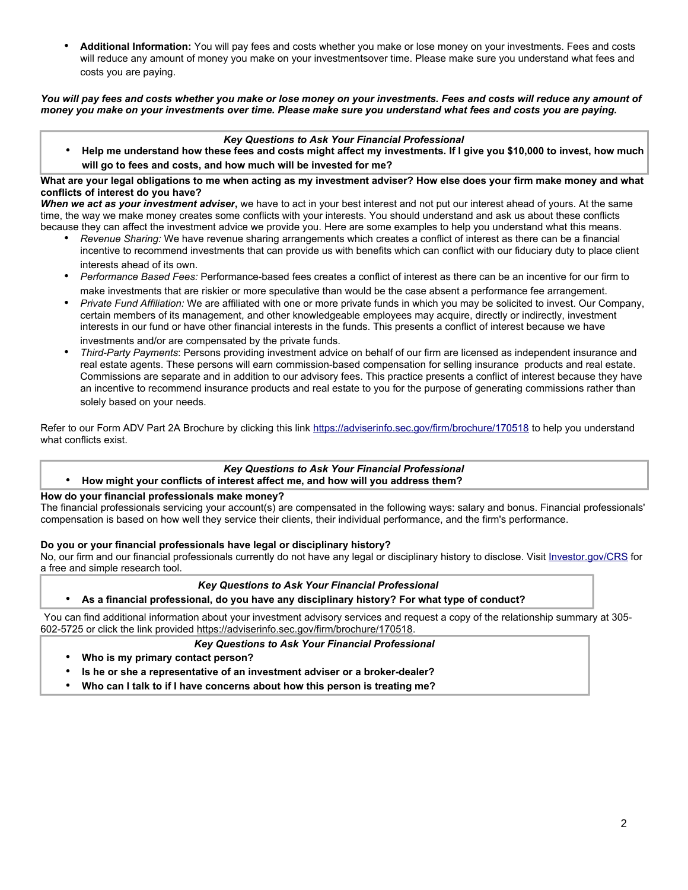- **Additional Information:** You will pay fees and costs whether you make or lose money on your investments. Fees and costs will reduce any amount of money you make on your investmentsover time. Please make sure you understand what fees and costs you are paying.

***You will pay fees and costs whether you make or lose money on your investments. Fees and costs will reduce any amount of money you make on your investments over time. Please make sure you understand what fees and costs you are paying.***

| *Key Questions to Ask Your Financial Professional* |
|---|
| • **Help me understand how these fees and costs might affect my investments. If I give you $10,000 to invest, how much will go to fees and costs, and how much will be invested for me?** |

**What are your legal obligations to me when acting as my investment adviser? How else does your firm make money and what conflicts of interest do you have?**

***When we act as your investment adviser***, we have to act in your best interest and not put our interest ahead of yours. At the same time, the way we make money creates some conflicts with your interests. You should understand and ask us about these conflicts because they can affect the investment advice we provide you. Here are some examples to help you understand what this means.

- *Revenue Sharing:* We have revenue sharing arrangements which creates a conflict of interest as there can be a financial incentive to recommend investments that can provide us with benefits which can conflict with our fiduciary duty to place client interests ahead of its own.
- *Performance Based Fees:* Performance-based fees creates a conflict of interest as there can be an incentive for our firm to make investments that are riskier or more speculative than would be the case absent a performance fee arrangement.
- *Private Fund Affiliation:* We are affiliated with one or more private funds in which you may be solicited to invest. Our Company, certain members of its management, and other knowledgeable employees may acquire, directly or indirectly, investment interests in our fund or have other financial interests in the funds. This presents a conflict of interest because we have investments and/or are compensated by the private funds.
- *Third-Party Payments*: Persons providing investment advice on behalf of our firm are licensed as independent insurance and real estate agents. These persons will earn commission-based compensation for selling insurance products and real estate. Commissions are separate and in addition to our advisory fees. This practice presents a conflict of interest because they have an incentive to recommend insurance products and real estate to you for the purpose of generating commissions rather than solely based on your needs.

Refer to our Form ADV Part 2A Brochure by clicking this link https://adviserinfo.sec.gov/firm/brochure/170518 to help you understand what conflicts exist.

| *Key Questions to Ask Your Financial Professional* |
|---|
| • **How might your conflicts of interest affect me, and how will you address them?** |

**How do your financial professionals make money?**

The financial professionals servicing your account(s) are compensated in the following ways: salary and bonus. Financial professionals' compensation is based on how well they service their clients, their individual performance, and the firm's performance.

**Do you or your financial professionals have legal or disciplinary history?**

No, our firm and our financial professionals currently do not have any legal or disciplinary history to disclose. Visit Investor.gov/CRS for a free and simple research tool.

| *Key Questions to Ask Your Financial Professional* |
|---|
| • **As a financial professional, do you have any disciplinary history? For what type of conduct?** |

You can find additional information about your investment advisory services and request a copy of the relationship summary at 305-602-5725 or click the link provided https://adviserinfo.sec.gov/firm/brochure/170518.

| *Key Questions to Ask Your Financial Professional* |
|---|
| • **Who is my primary contact person?** |
| • **Is he or she a representative of an investment adviser or a broker-dealer?** |
| • **Who can I talk to if I have concerns about how this person is treating me?** |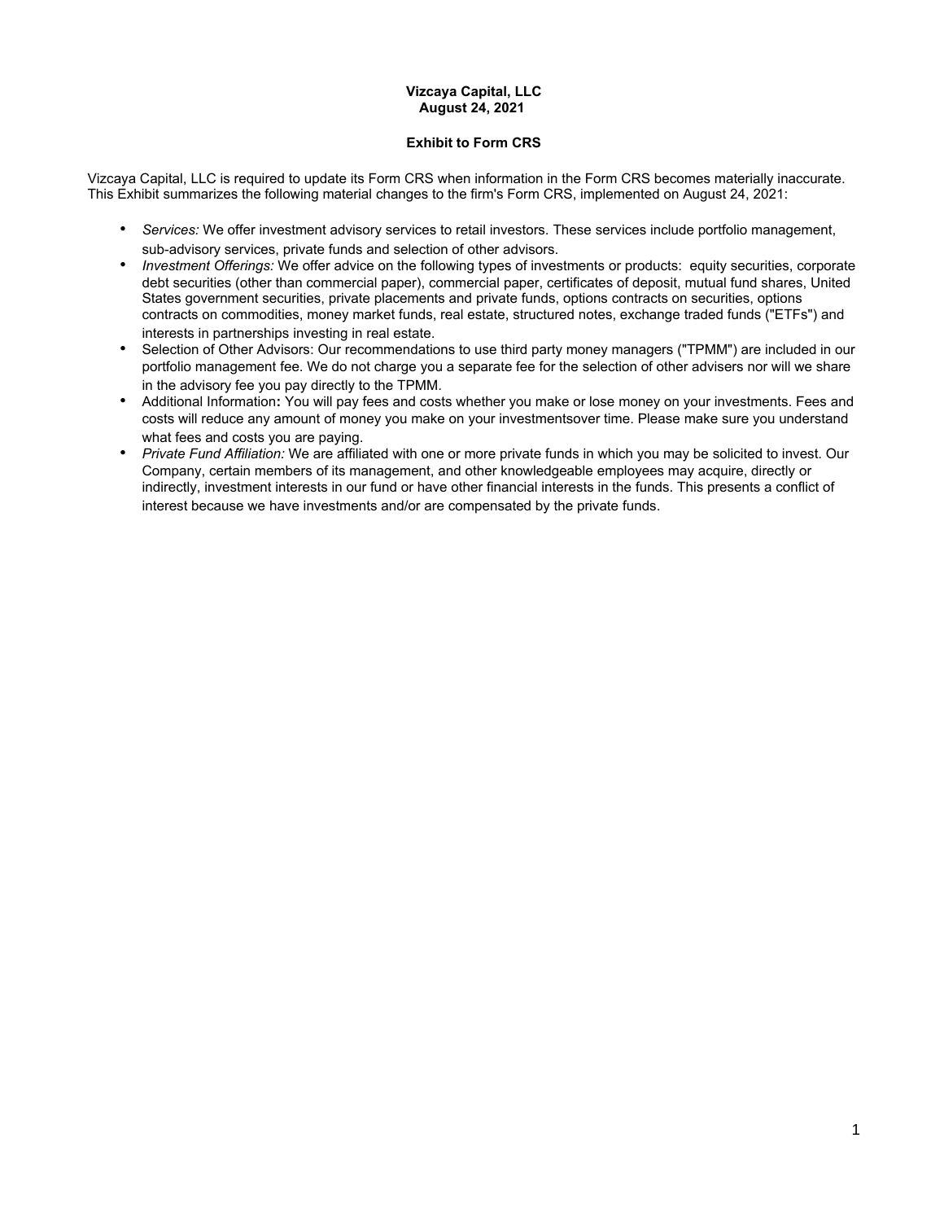**Vizcaya Capital, LLC**
**August 24, 2021**

**Exhibit to Form CRS**

Vizcaya Capital, LLC is required to update its Form CRS when information in the Form CRS becomes materially inaccurate. This Exhibit summarizes the following material changes to the firm's Form CRS, implemented on August 24, 2021:

- *Services:* We offer investment advisory services to retail investors. These services include portfolio management, sub-advisory services, private funds and selection of other advisors.
- *Investment Offerings:* We offer advice on the following types of investments or products: equity securities, corporate debt securities (other than commercial paper), commercial paper, certificates of deposit, mutual fund shares, United States government securities, private placements and private funds, options contracts on securities, options contracts on commodities, money market funds, real estate, structured notes, exchange traded funds ("ETFs") and interests in partnerships investing in real estate.
- Selection of Other Advisors: Our recommendations to use third party money managers ("TPMM") are included in our portfolio management fee. We do not charge you a separate fee for the selection of other advisers nor will we share in the advisory fee you pay directly to the TPMM.
- Additional Information**:** You will pay fees and costs whether you make or lose money on your investments. Fees and costs will reduce any amount of money you make on your investmentsover time. Please make sure you understand what fees and costs you are paying.
- *Private Fund Affiliation:* We are affiliated with one or more private funds in which you may be solicited to invest. Our Company, certain members of its management, and other knowledgeable employees may acquire, directly or indirectly, investment interests in our fund or have other financial interests in the funds. This presents a conflict of interest because we have investments and/or are compensated by the private funds.